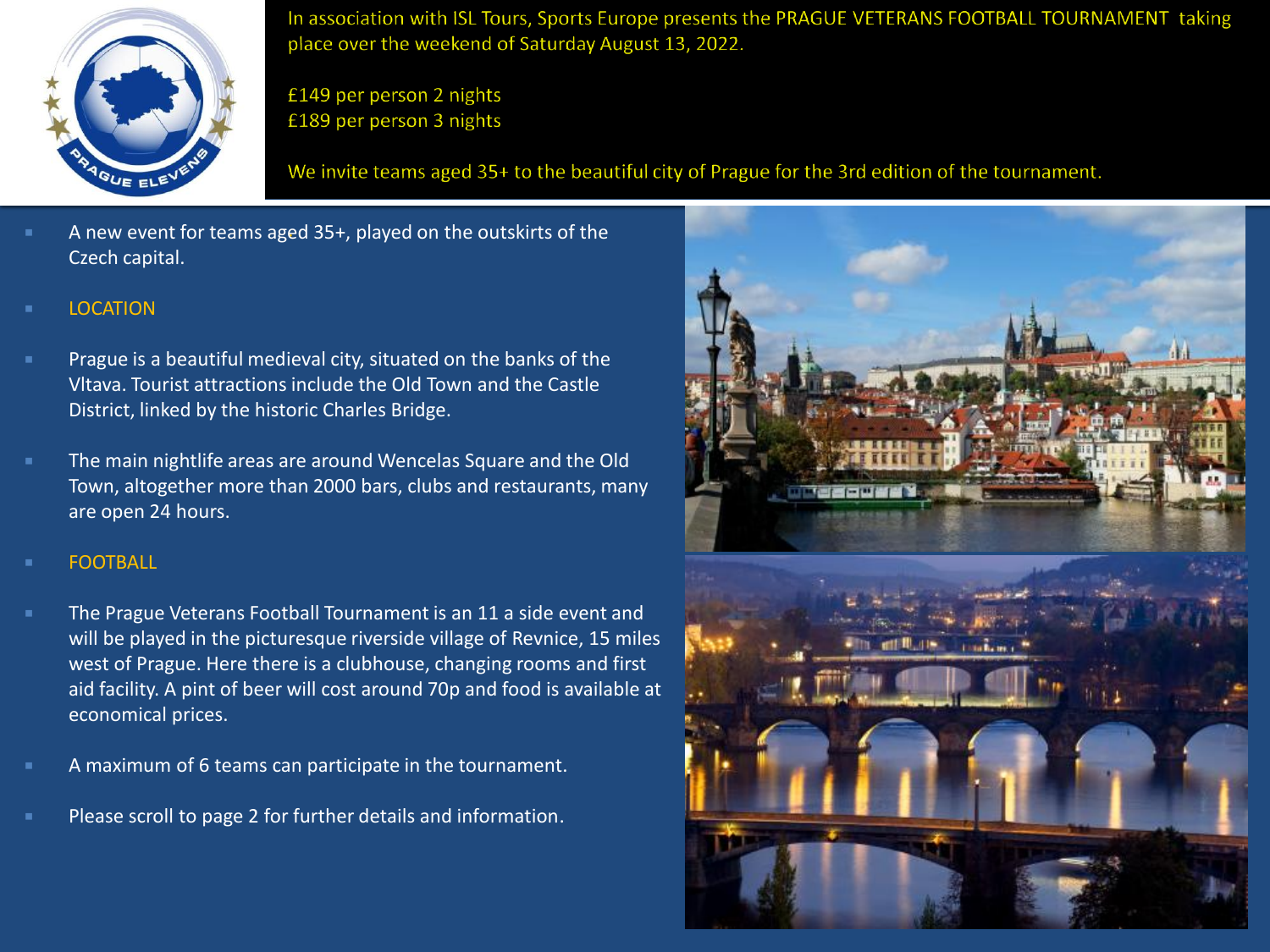In association with ISL Tours, Sports Europe presents the PRAGUE VETERANS FOOTBALL TOURNAMENT taking place over the weekend of Saturday August 13, 2022.

£149 per person 2 nights
£189 per person 3 nights

We invite teams aged 35+ to the beautiful city of Prague for the 3rd edition of the tournament.

- A new event for teams aged 35+, played on the outskirts of the Czech capital.
- LOCATION
- Prague is a beautiful medieval city, situated on the banks of the Vltava. Tourist attractions include the Old Town and the Castle District, linked by the historic Charles Bridge.
- The main nightlife areas are around Wencelas Square and the Old Town, altogether more than 2000 bars, clubs and restaurants, many are open 24 hours.
- FOOTBALL
- The Prague Veterans Football Tournament is an 11 a side event and will be played in the picturesque riverside village of Revnice, 15 miles west of Prague. Here there is a clubhouse, changing rooms and first aid facility. A pint of beer will cost around 70p and food is available at economical prices.
- A maximum of 6 teams can participate in the tournament.
- Please scroll to page 2 for further details and information.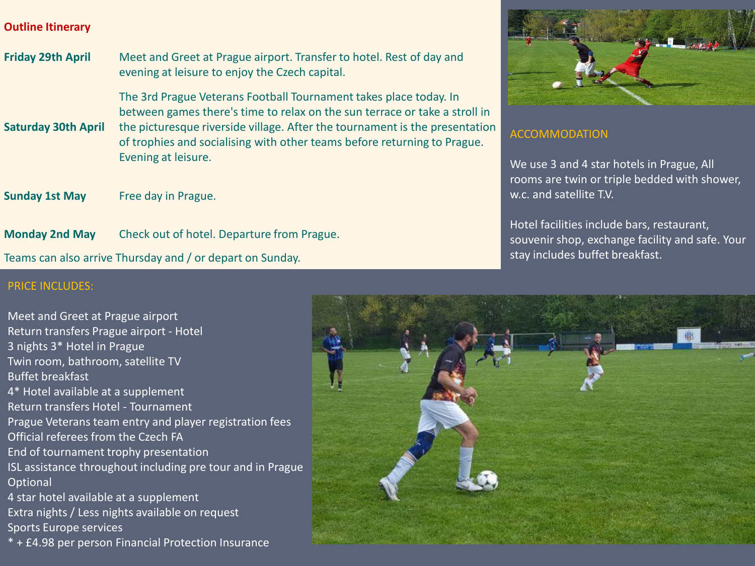## Outline Itinerary

**Friday 29th April** — Meet and Greet at Prague airport. Transfer to hotel. Rest of day and evening at leisure to enjoy the Czech capital.

**Saturday 30th April** — The 3rd Prague Veterans Football Tournament takes place today. In between games there's time to relax on the sun terrace or take a stroll in the picturesque riverside village. After the tournament is the presentation of trophies and socialising with other teams before returning to Prague. Evening at leisure.

**Sunday 1st May** — Free day in Prague.

**Monday 2nd May** — Check out of hotel. Departure from Prague.

Teams can also arrive Thursday and / or depart on Sunday.

## ACCOMMODATION

We use 3 and 4 star hotels in Prague, All rooms are twin or triple bedded with shower, w.c. and satellite T.V.

Hotel facilities include bars, restaurant, souvenir shop, exchange facility and safe. Your stay includes buffet breakfast.

## PRICE INCLUDES:

Meet and Greet at Prague airport
Return transfers Prague airport - Hotel
3 nights 3* Hotel in Prague
Twin room, bathroom, satellite TV
Buffet breakfast
4* Hotel available at a supplement
Return transfers Hotel - Tournament
Prague Veterans team entry and player registration fees
Official referees from the Czech FA
End of tournament trophy presentation
ISL assistance throughout including pre tour and in Prague
Optional
4 star hotel available at a supplement
Extra nights / Less nights available on request
Sports Europe services
* + £4.98 per person Financial Protection Insurance